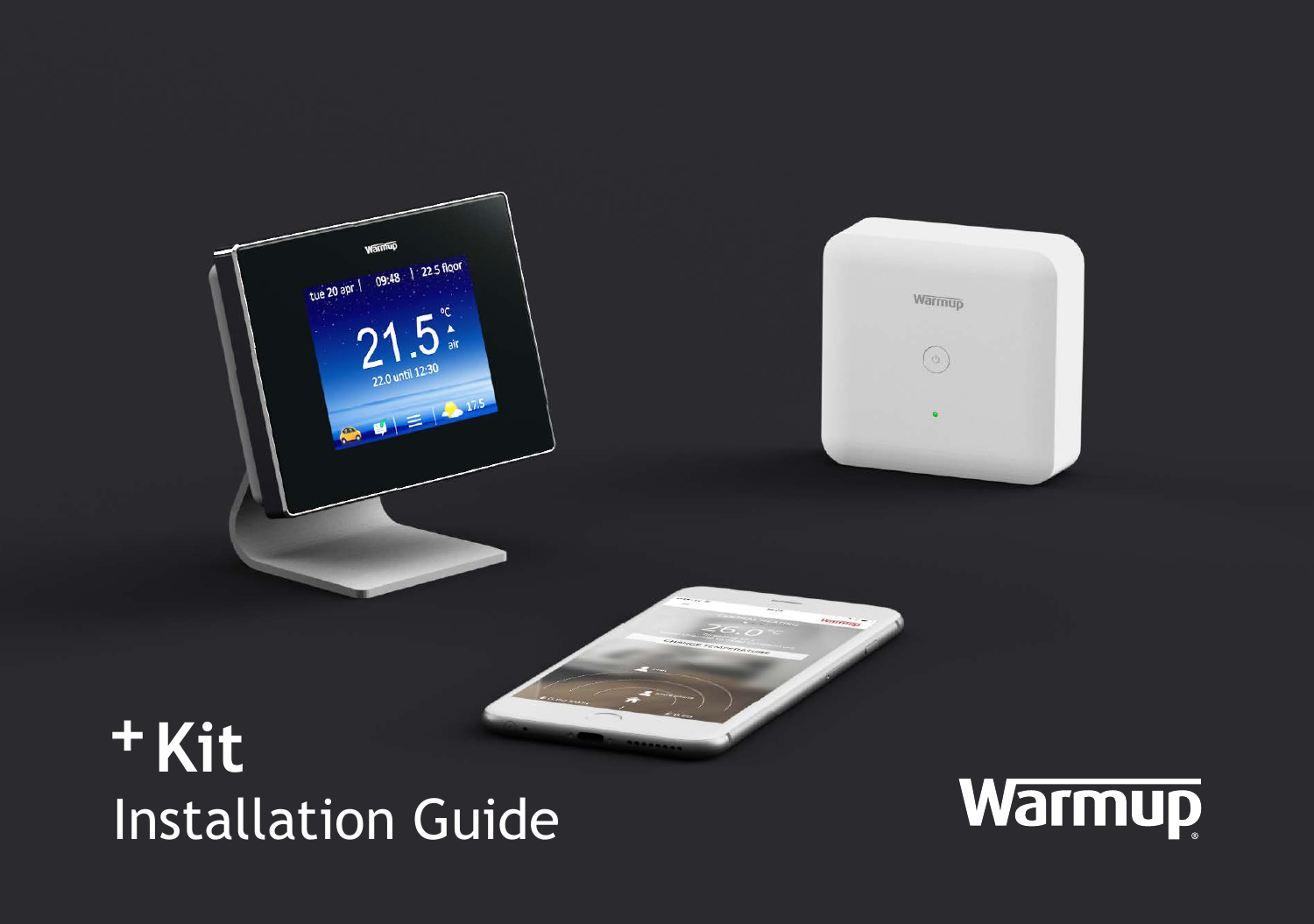# + Kit
Installation Guide

Warmup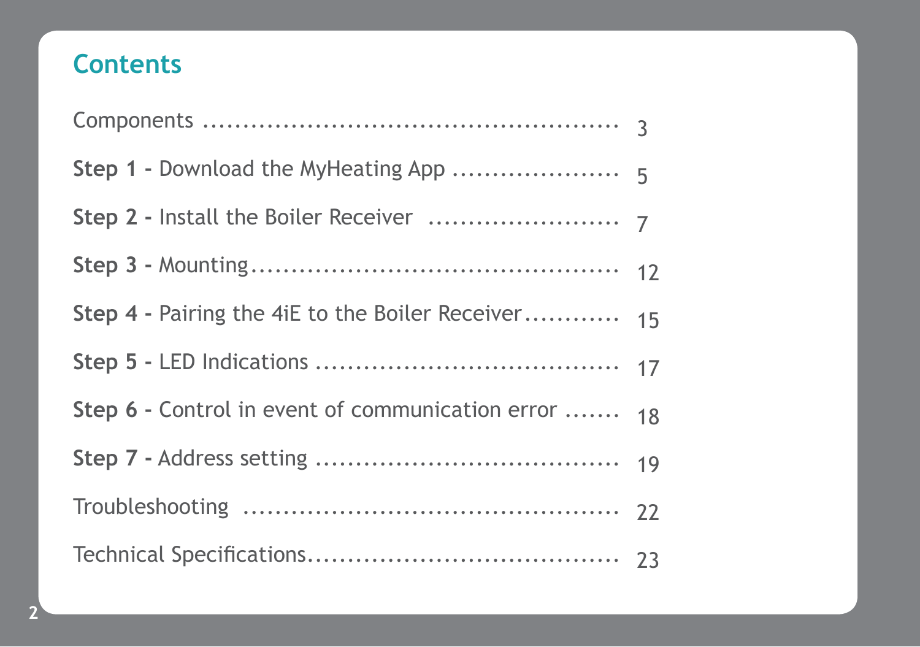# Contents

| | |
|---|---|
| Components | 3 |
| **Step 1 -** Download the MyHeating App | 5 |
| **Step 2 -** Install the Boiler Receiver | 7 |
| **Step 3 -** Mounting | 12 |
| **Step 4 -** Pairing the 4iE to the Boiler Receiver | 15 |
| **Step 5 -** LED Indications | 17 |
| **Step 6 -** Control in event of communication error | 18 |
| **Step 7 -** Address setting | 19 |
| Troubleshooting | 22 |
| Technical Specifications | 23 |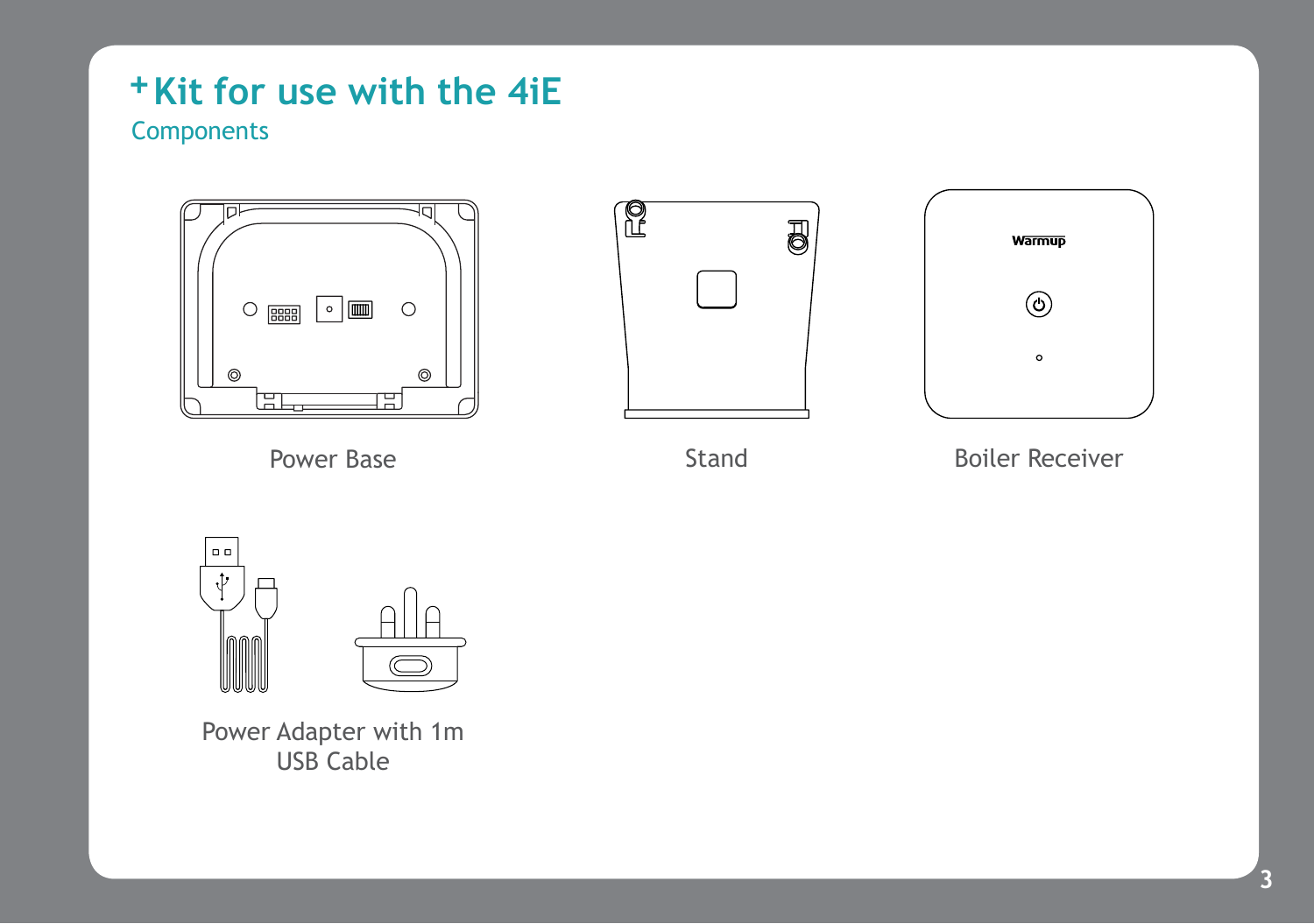# +Kit for use with the 4iE

## Components

Power Base

Stand

Boiler Receiver

Power Adapter with 1m USB Cable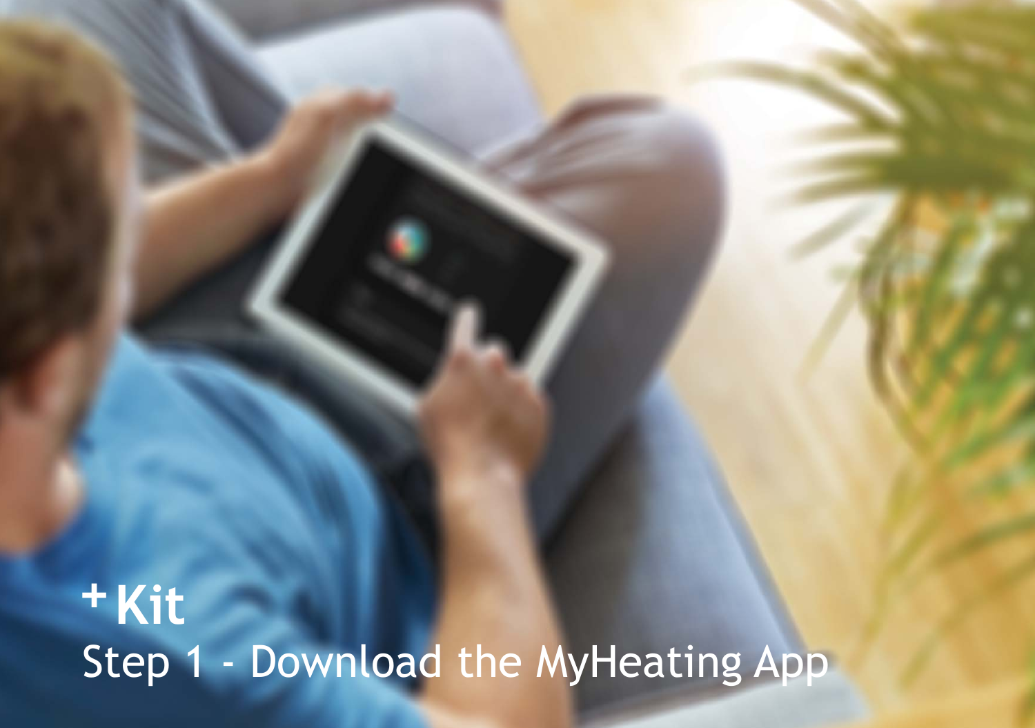# +Kit

## Step 1 - Download the MyHeating App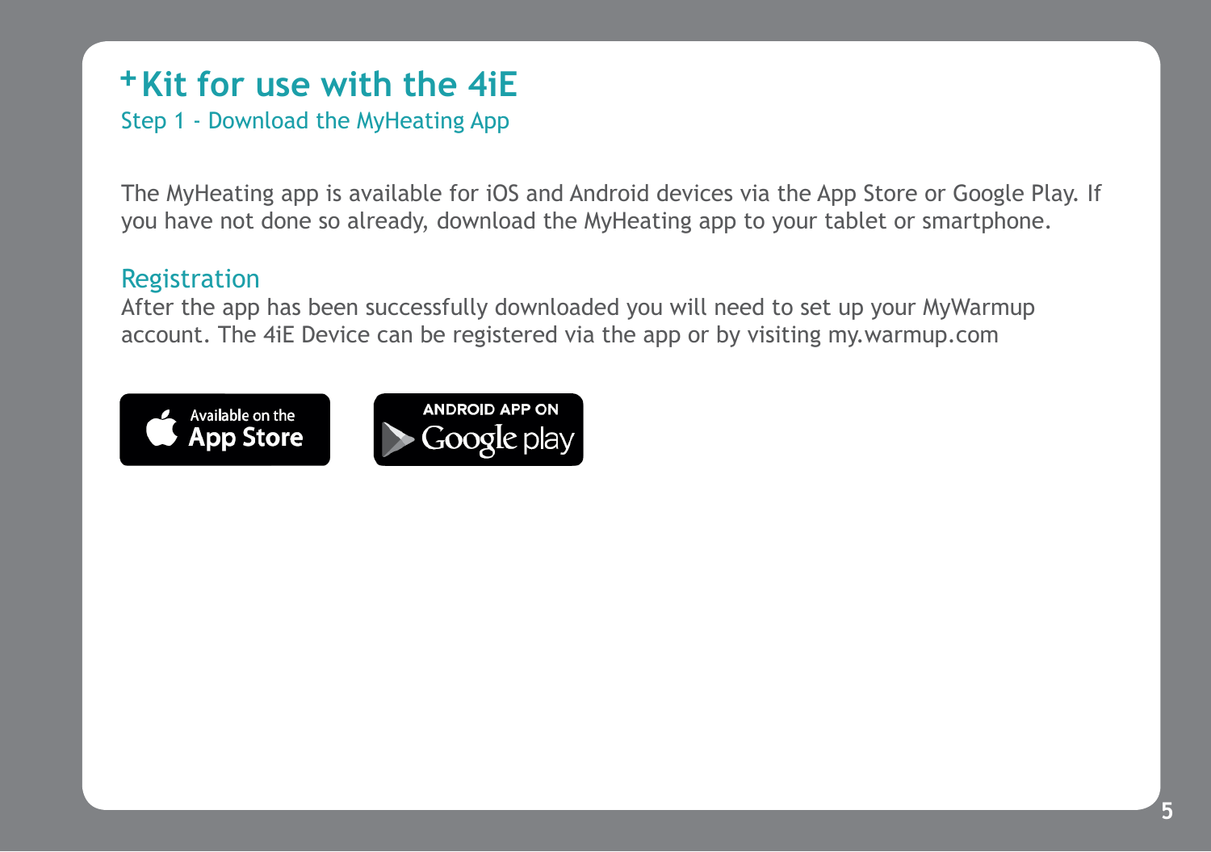# + Kit for use with the 4iE

## Step 1 - Download the MyHeating App

The MyHeating app is available for iOS and Android devices via the App Store or Google Play. If you have not done so already, download the MyHeating app to your tablet or smartphone.

## Registration

After the app has been successfully downloaded you will need to set up your MyWarmup account. The 4iE Device can be registered via the app or by visiting my.warmup.com

Available on the App Store

ANDROID APP ON Google play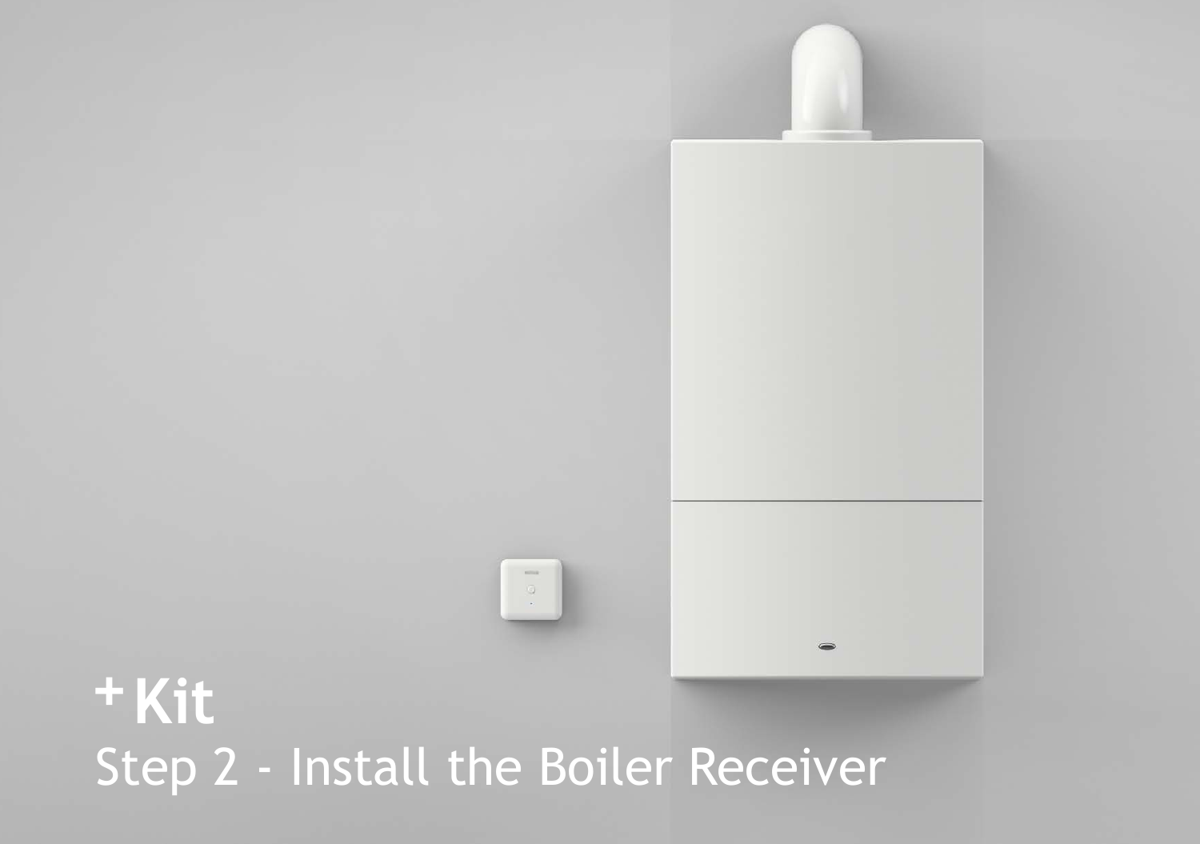# +Kit

## Step 2 - Install the Boiler Receiver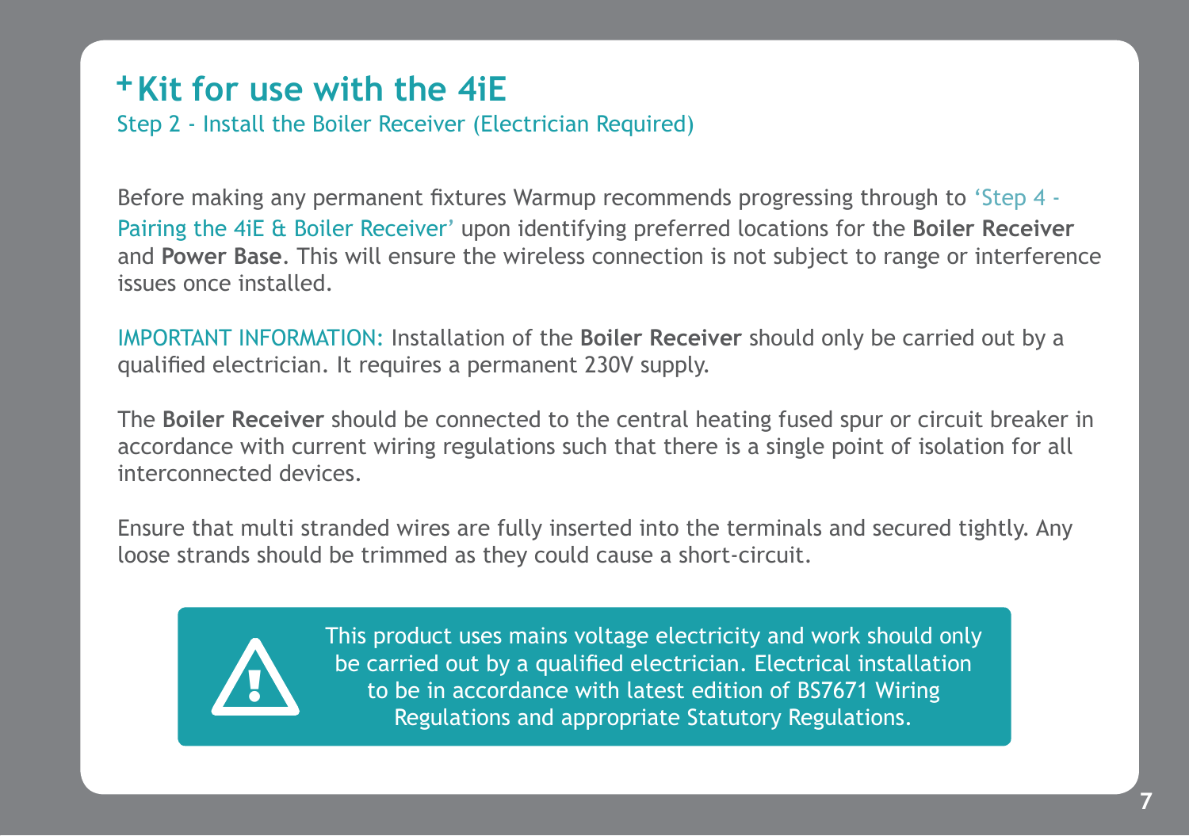# + Kit for use with the 4iE

Step 2 - Install the Boiler Receiver (Electrician Required)

Before making any permanent fixtures Warmup recommends progressing through to 'Step 4 - Pairing the 4iE & Boiler Receiver' upon identifying preferred locations for the **Boiler Receiver** and **Power Base**. This will ensure the wireless connection is not subject to range or interference issues once installed.

IMPORTANT INFORMATION: Installation of the **Boiler Receiver** should only be carried out by a qualified electrician. It requires a permanent 230V supply.

The **Boiler Receiver** should be connected to the central heating fused spur or circuit breaker in accordance with current wiring regulations such that there is a single point of isolation for all interconnected devices.

Ensure that multi stranded wires are fully inserted into the terminals and secured tightly. Any loose strands should be trimmed as they could cause a short-circuit.

⚠ This product uses mains voltage electricity and work should only be carried out by a qualified electrician. Electrical installation to be in accordance with latest edition of BS7671 Wiring Regulations and appropriate Statutory Regulations.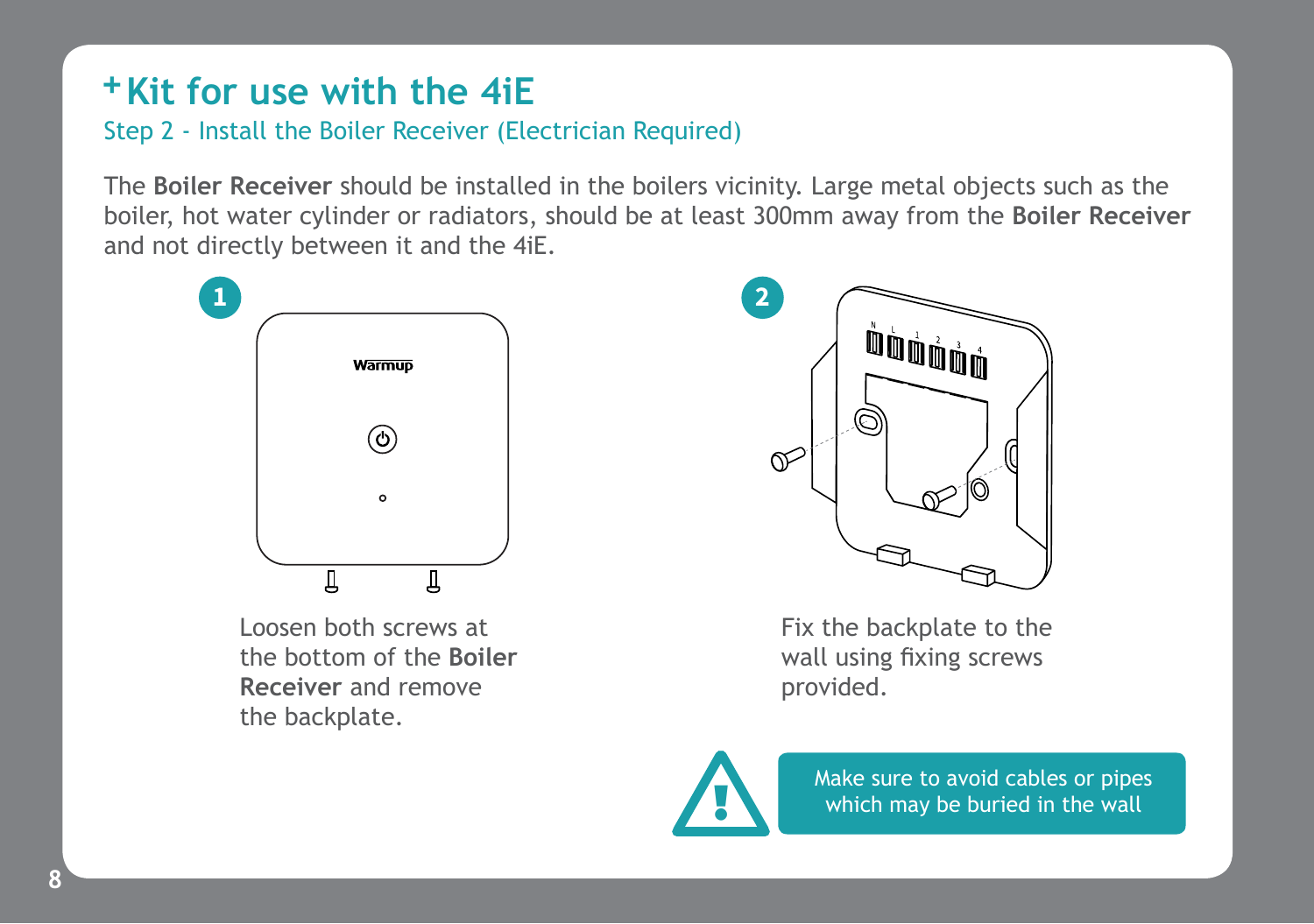# + Kit for use with the 4iE

## Step 2 - Install the Boiler Receiver (Electrician Required)

The **Boiler Receiver** should be installed in the boilers vicinity. Large metal objects such as the boiler, hot water cylinder or radiators, should be at least 300mm away from the **Boiler Receiver** and not directly between it and the 4iE.

**1**

Loosen both screws at the bottom of the **Boiler Receiver** and remove the backplate.

**2**

Fix the backplate to the wall using fixing screws provided.

Make sure to avoid cables or pipes which may be buried in the wall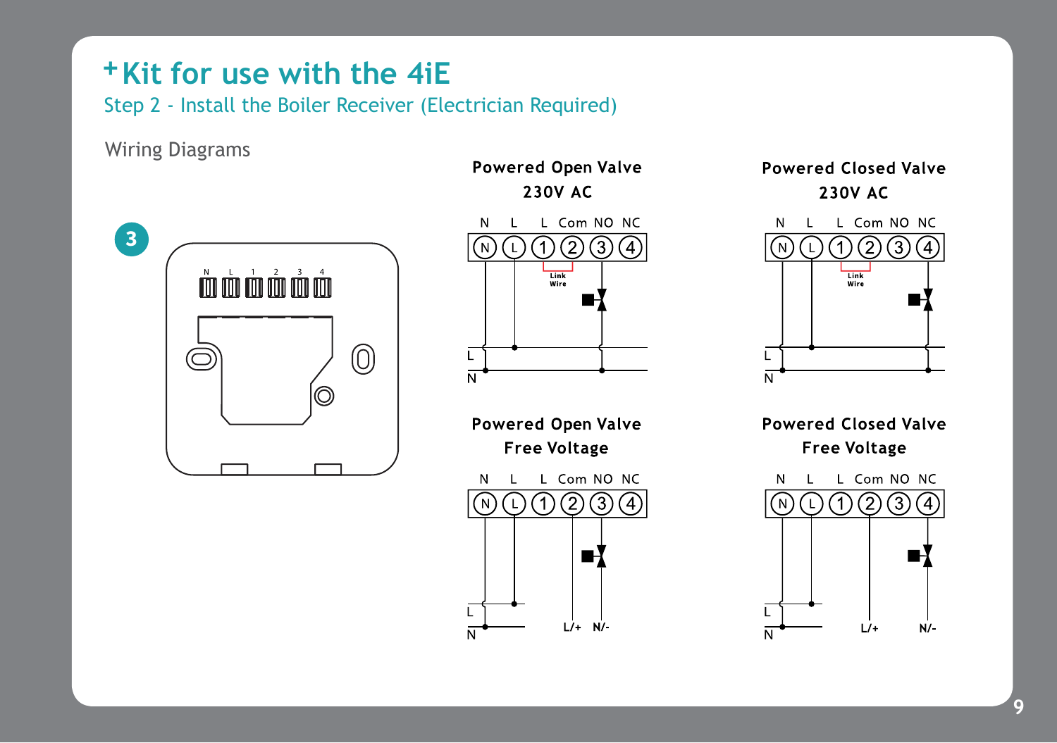# + Kit for use with the 4iE

## Step 2 - Install the Boiler Receiver (Electrician Required)

### Wiring Diagrams

3

**Powered Open Valve**
**230V AC**

N L L Com NO NC

Link Wire

**Powered Closed Valve**
**230V AC**

N L L Com NO NC

Link Wire

**Powered Open Valve**
**Free Voltage**

N L L Com NO NC

L/+ N/-

**Powered Closed Valve**
**Free Voltage**

N L L Com NO NC

L/+ N/-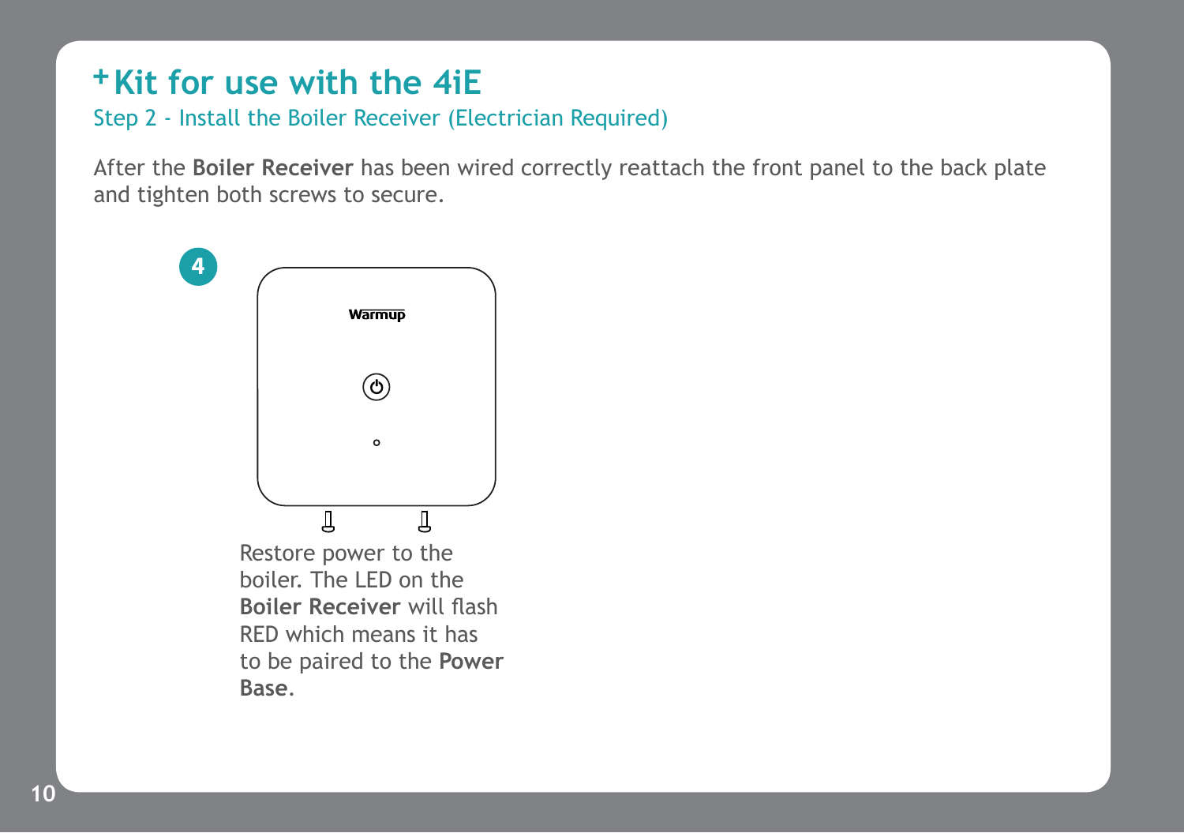# + Kit for use with the 4iE

## Step 2 - Install the Boiler Receiver (Electrician Required)

After the **Boiler Receiver** has been wired correctly reattach the front panel to the back plate and tighten both screws to secure.

**4**

Restore power to the boiler. The LED on the **Boiler Receiver** will flash RED which means it has to be paired to the **Power Base**.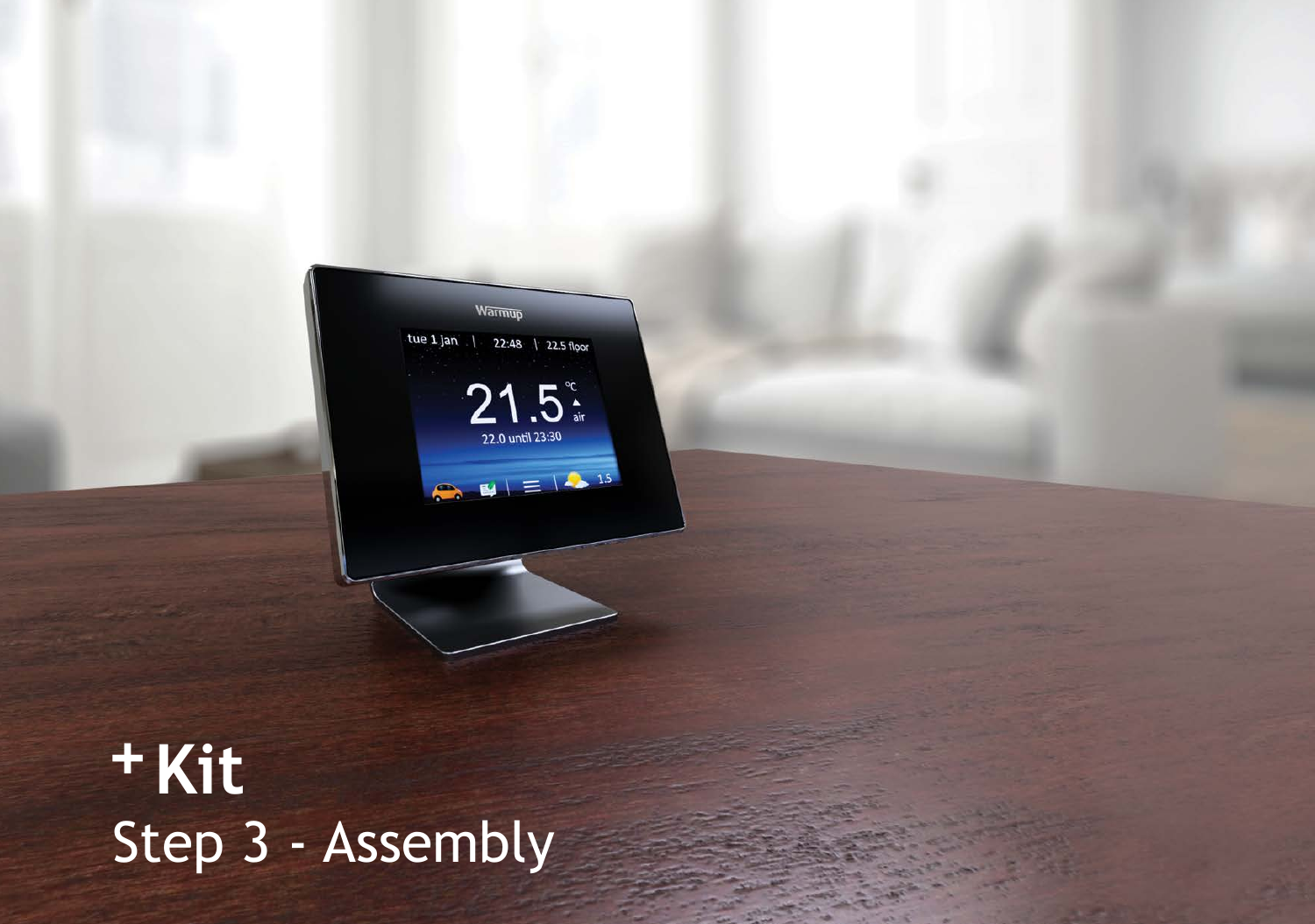# +Kit

## Step 3 - Assembly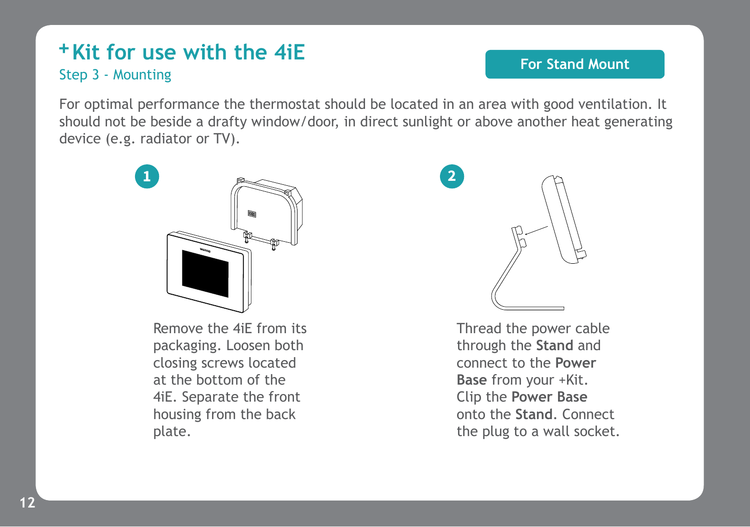# +Kit for use with the 4iE

## Step 3 - Mounting

**For Stand Mount**

For optimal performance the thermostat should be located in an area with good ventilation. It should not be beside a drafty window/door, in direct sunlight or above another heat generating device (e.g. radiator or TV).

**1**

Remove the 4iE from its packaging. Loosen both closing screws located at the bottom of the 4iE. Separate the front housing from the back plate.

**2**

Thread the power cable through the **Stand** and connect to the **Power Base** from your +Kit. Clip the **Power Base** onto the **Stand**. Connect the plug to a wall socket.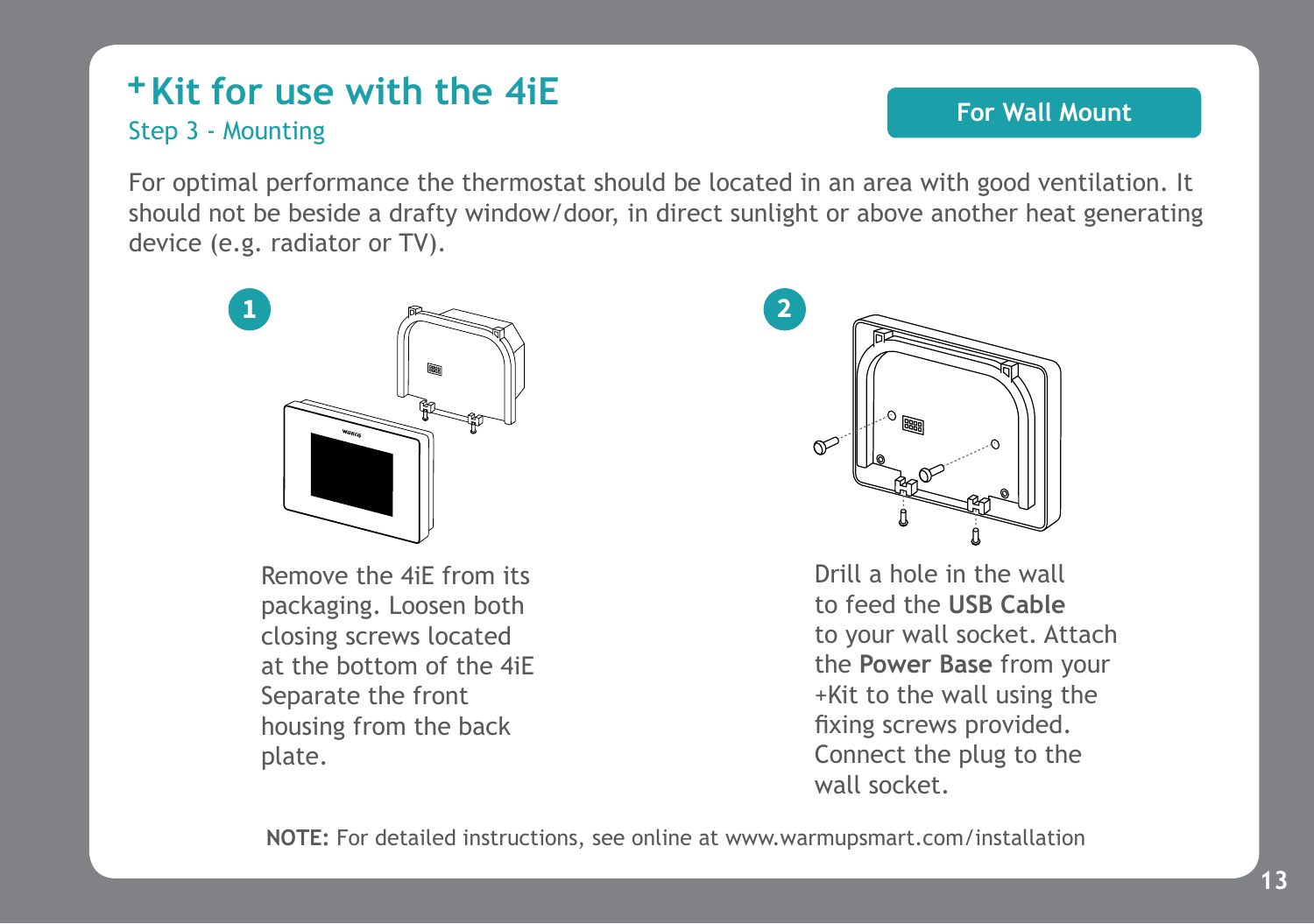# +Kit for use with the 4iE

## Step 3 - Mounting

**For Wall Mount**

For optimal performance the thermostat should be located in an area with good ventilation. It should not be beside a drafty window/door, in direct sunlight or above another heat generating device (e.g. radiator or TV).

**1**

Remove the 4iE from its packaging. Loosen both closing screws located at the bottom of the 4iE Separate the front housing from the back plate.

**2**

Drill a hole in the wall to feed the **USB Cable** to your wall socket. Attach the **Power Base** from your +Kit to the wall using the fixing screws provided. Connect the plug to the wall socket.

**NOTE:** For detailed instructions, see online at www.warmupsmart.com/installation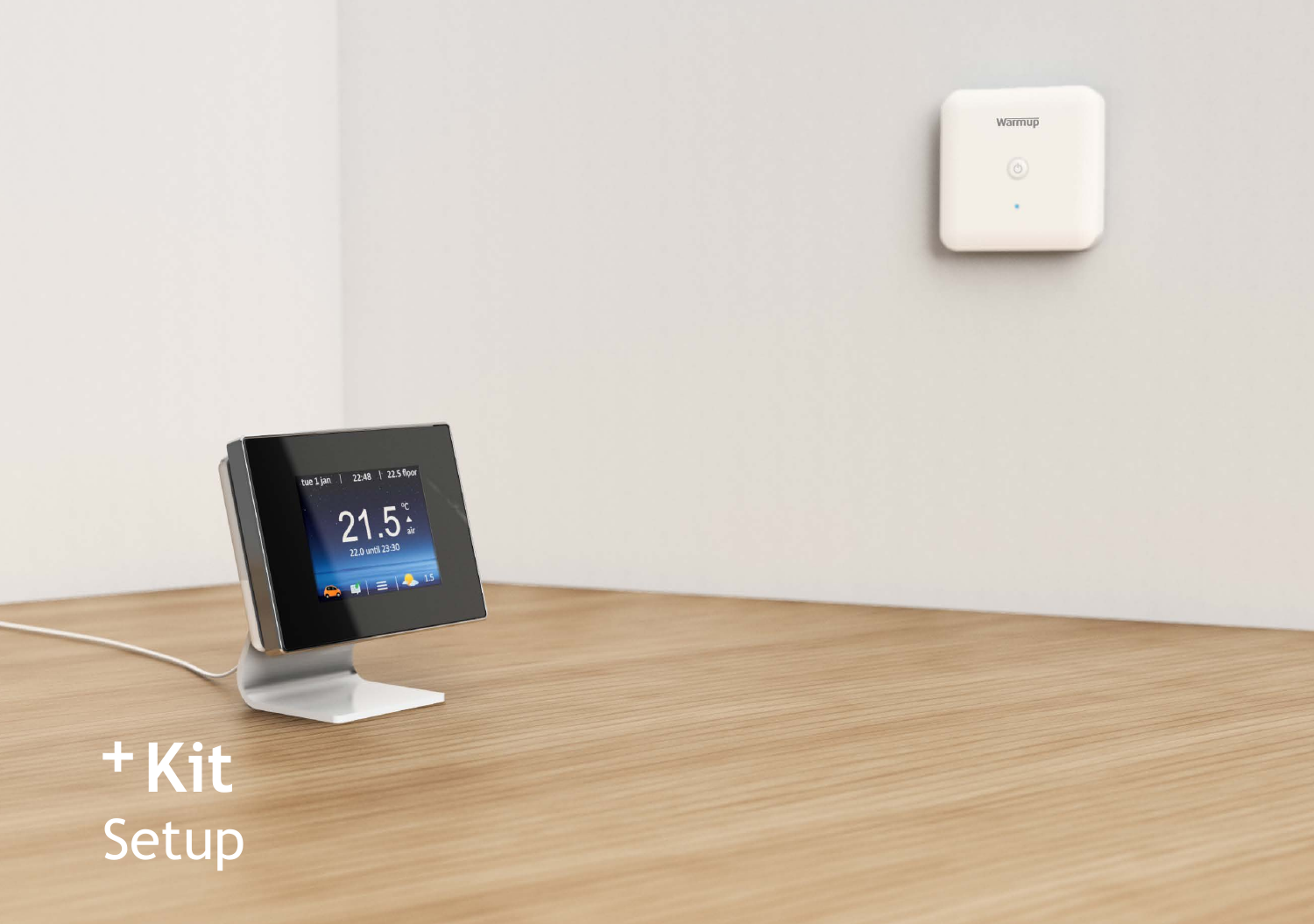# + Kit Setup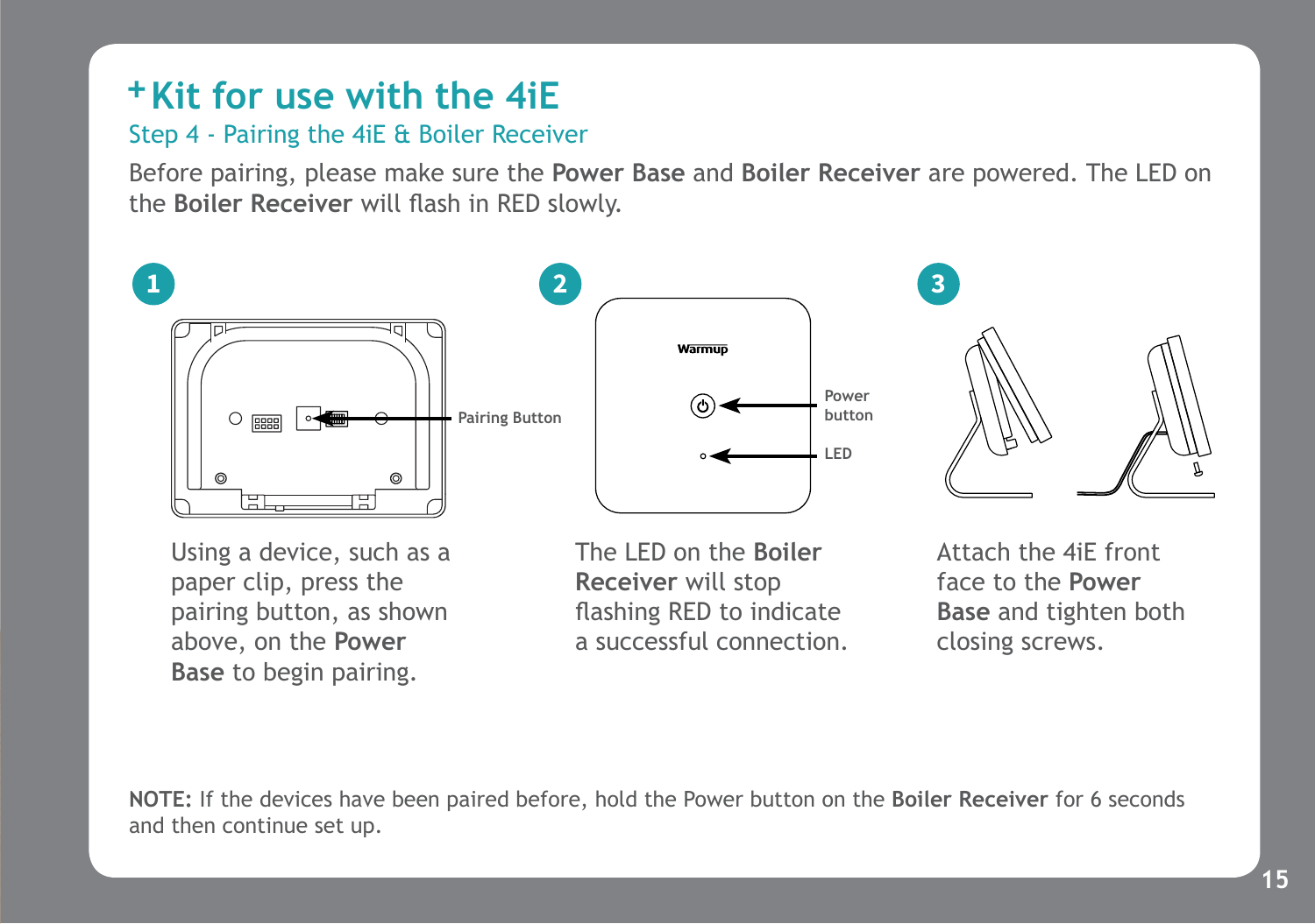# + Kit for use with the 4iE

## Step 4 - Pairing the 4iE & Boiler Receiver

Before pairing, please make sure the **Power Base** and **Boiler Receiver** are powered. The LED on the **Boiler Receiver** will flash in RED slowly.

**1**

Pairing Button

Using a device, such as a paper clip, press the pairing button, as shown above, on the **Power Base** to begin pairing.

**2**

Power button

LED

The LED on the **Boiler Receiver** will stop flashing RED to indicate a successful connection.

**3**

Attach the 4iE front face to the **Power Base** and tighten both closing screws.

**NOTE:** If the devices have been paired before, hold the Power button on the **Boiler Receiver** for 6 seconds and then continue set up.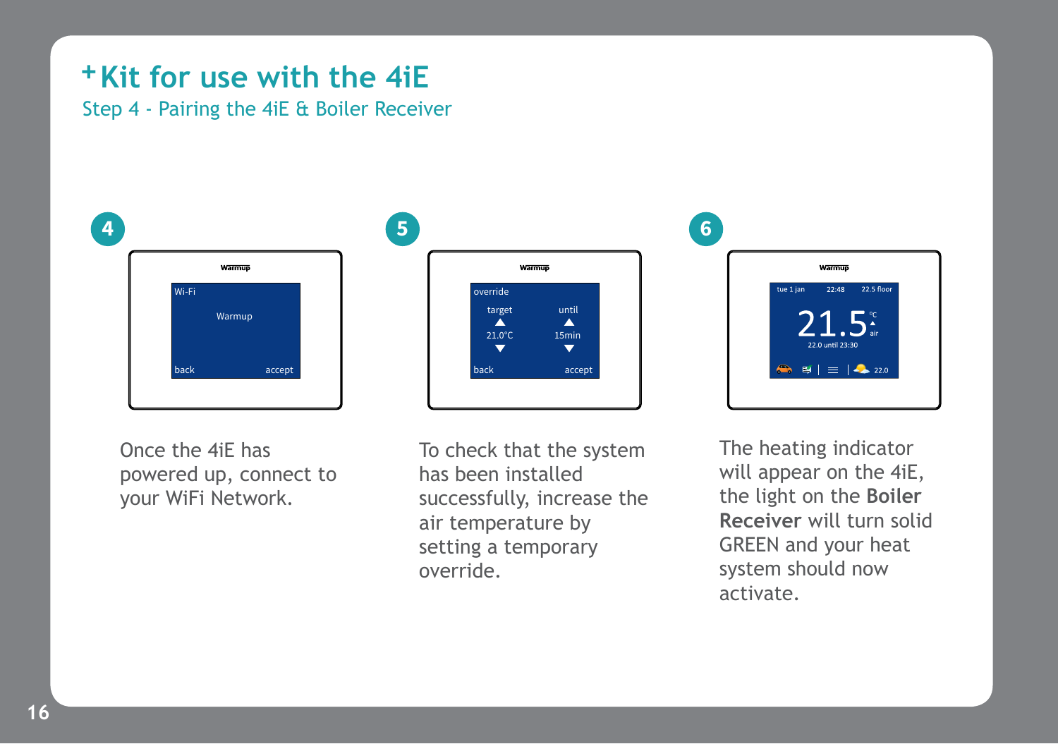# + Kit for use with the 4iE

## Step 4 - Pairing the 4iE & Boiler Receiver

**4**

Once the 4iE has powered up, connect to your WiFi Network.

**5**

To check that the system has been installed successfully, increase the air temperature by setting a temporary override.

**6**

The heating indicator will appear on the 4iE, the light on the **Boiler Receiver** will turn solid GREEN and your heat system should now activate.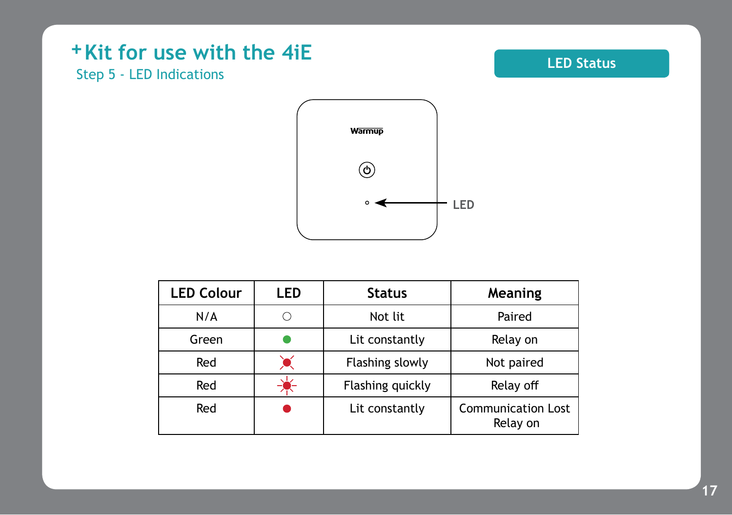# +Kit for use with the 4iE

## Step 5 - LED Indications

LED Status

Warmup

LED

| LED Colour | LED | Status | Meaning |
| --- | --- | --- | --- |
| N/A | ○ | Not lit | Paired |
| Green | ● | Lit constantly | Relay on |
| Red | ✳ | Flashing slowly | Not paired |
| Red | ✳ | Flashing quickly | Relay off |
| Red | ● | Lit constantly | Communication Lost Relay on |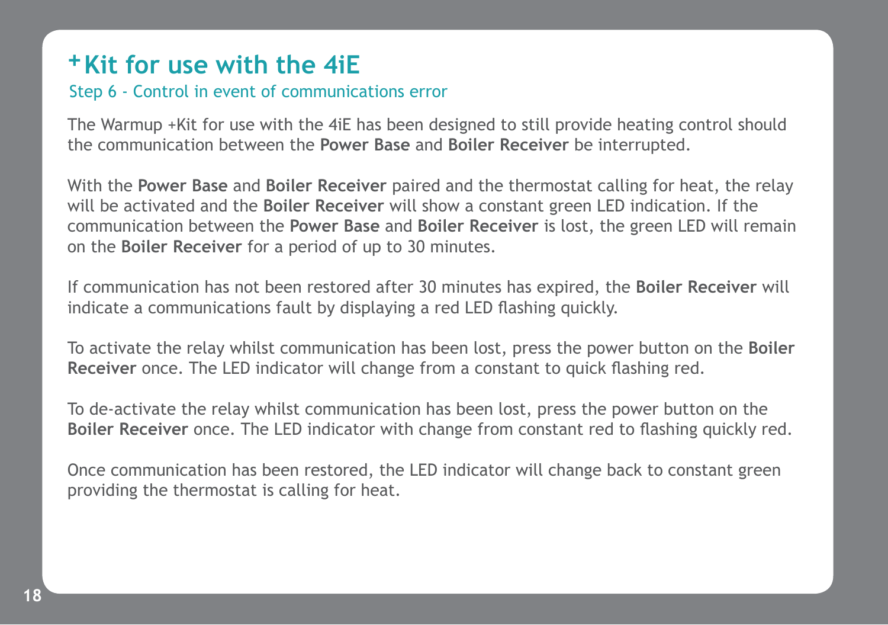# +Kit for use with the 4iE

## Step 6 - Control in event of communications error

The Warmup +Kit for use with the 4iE has been designed to still provide heating control should the communication between the **Power Base** and **Boiler Receiver** be interrupted.

With the **Power Base** and **Boiler Receiver** paired and the thermostat calling for heat, the relay will be activated and the **Boiler Receiver** will show a constant green LED indication. If the communication between the **Power Base** and **Boiler Receiver** is lost, the green LED will remain on the **Boiler Receiver** for a period of up to 30 minutes.

If communication has not been restored after 30 minutes has expired, the **Boiler Receiver** will indicate a communications fault by displaying a red LED flashing quickly.

To activate the relay whilst communication has been lost, press the power button on the **Boiler Receiver** once. The LED indicator will change from a constant to quick flashing red.

To de-activate the relay whilst communication has been lost, press the power button on the **Boiler Receiver** once. The LED indicator with change from constant red to flashing quickly red.

Once communication has been restored, the LED indicator will change back to constant green providing the thermostat is calling for heat.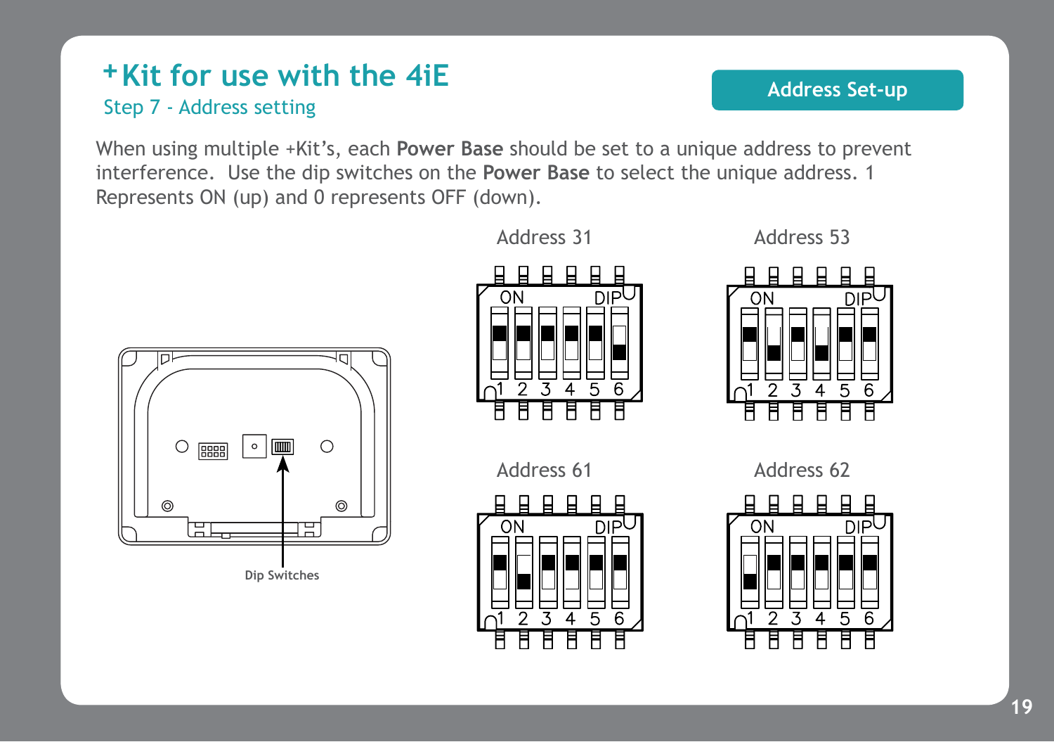# +Kit for use with the 4iE

## Step 7 - Address setting

**Address Set-up**

When using multiple +Kit's, each **Power Base** should be set to a unique address to prevent interference. Use the dip switches on the **Power Base** to select the unique address. 1 Represents ON (up) and 0 represents OFF (down).

Dip Switches

Address 31

Address 53

Address 61

Address 62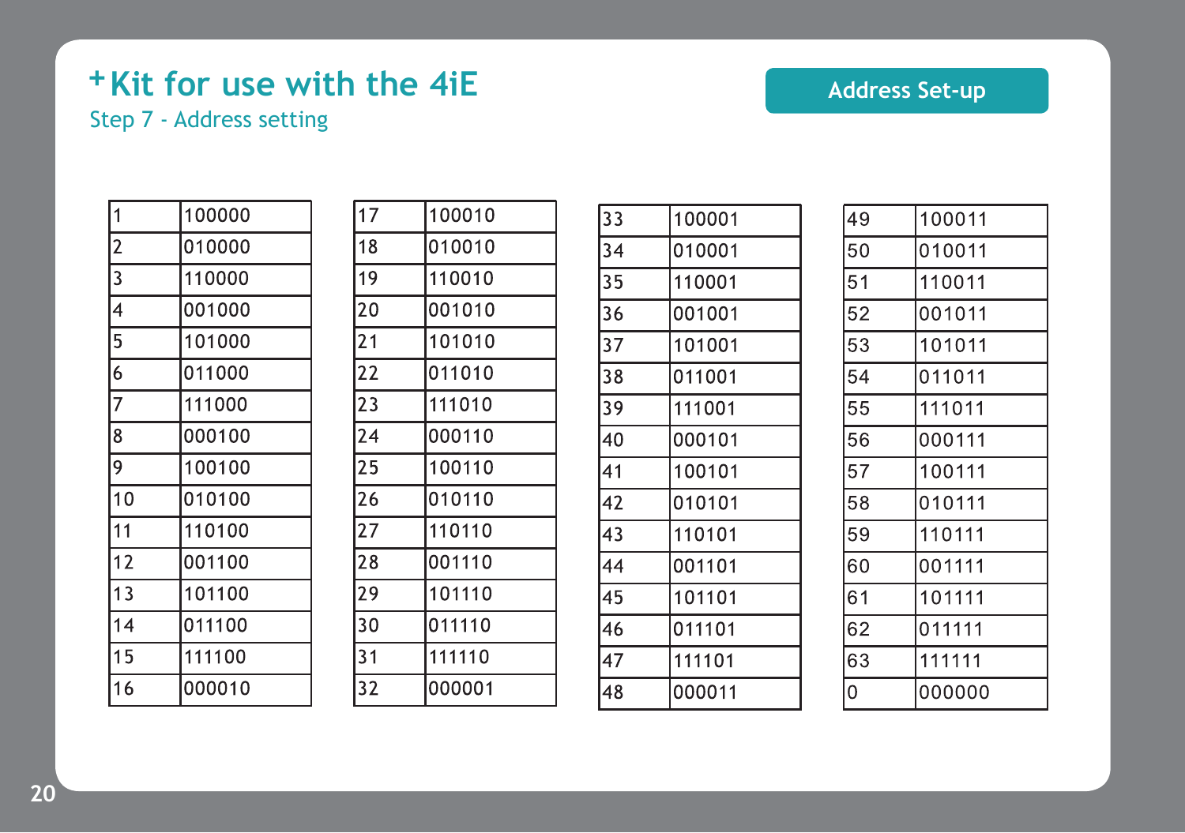# +Kit for use with the 4iE

## Step 7 - Address setting

**Address Set-up**

| 1 | 100000 |
|---|---|
| 2 | 010000 |
| 3 | 110000 |
| 4 | 001000 |
| 5 | 101000 |
| 6 | 011000 |
| 7 | 111000 |
| 8 | 000100 |
| 9 | 100100 |
| 10 | 010100 |
| 11 | 110100 |
| 12 | 001100 |
| 13 | 101100 |
| 14 | 011100 |
| 15 | 111100 |
| 16 | 000010 |

| 17 | 100010 |
|---|---|
| 18 | 010010 |
| 19 | 110010 |
| 20 | 001010 |
| 21 | 101010 |
| 22 | 011010 |
| 23 | 111010 |
| 24 | 000110 |
| 25 | 100110 |
| 26 | 010110 |
| 27 | 110110 |
| 28 | 001110 |
| 29 | 101110 |
| 30 | 011110 |
| 31 | 111110 |
| 32 | 000001 |

| 33 | 100001 |
|---|---|
| 34 | 010001 |
| 35 | 110001 |
| 36 | 001001 |
| 37 | 101001 |
| 38 | 011001 |
| 39 | 111001 |
| 40 | 000101 |
| 41 | 100101 |
| 42 | 010101 |
| 43 | 110101 |
| 44 | 001101 |
| 45 | 101101 |
| 46 | 011101 |
| 47 | 111101 |
| 48 | 000011 |

| 49 | 100011 |
|---|---|
| 50 | 010011 |
| 51 | 110011 |
| 52 | 001011 |
| 53 | 101011 |
| 54 | 011011 |
| 55 | 111011 |
| 56 | 000111 |
| 57 | 100111 |
| 58 | 010111 |
| 59 | 110111 |
| 60 | 001111 |
| 61 | 101111 |
| 62 | 011111 |
| 63 | 111111 |
| 0 | 000000 |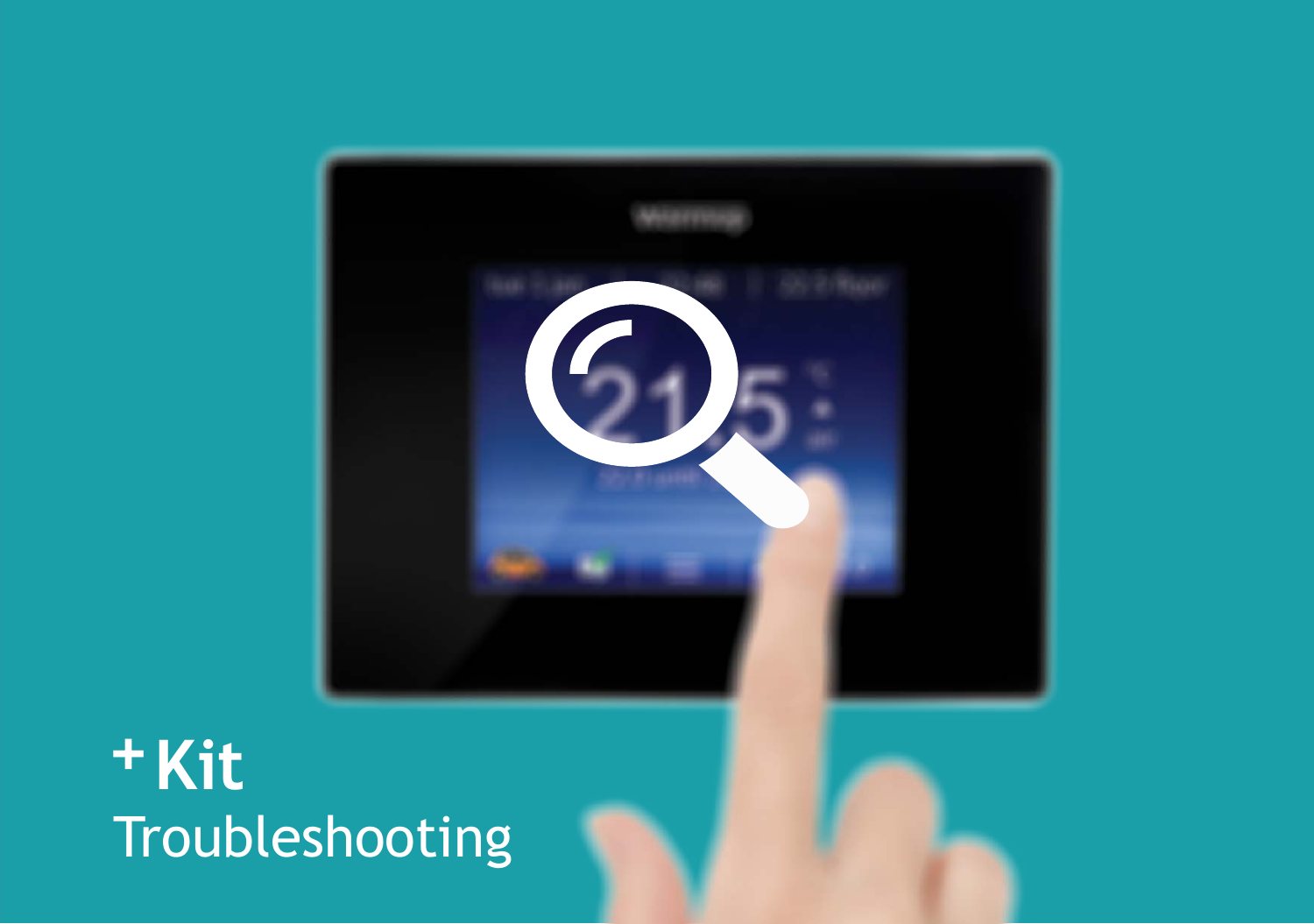# +Kit Troubleshooting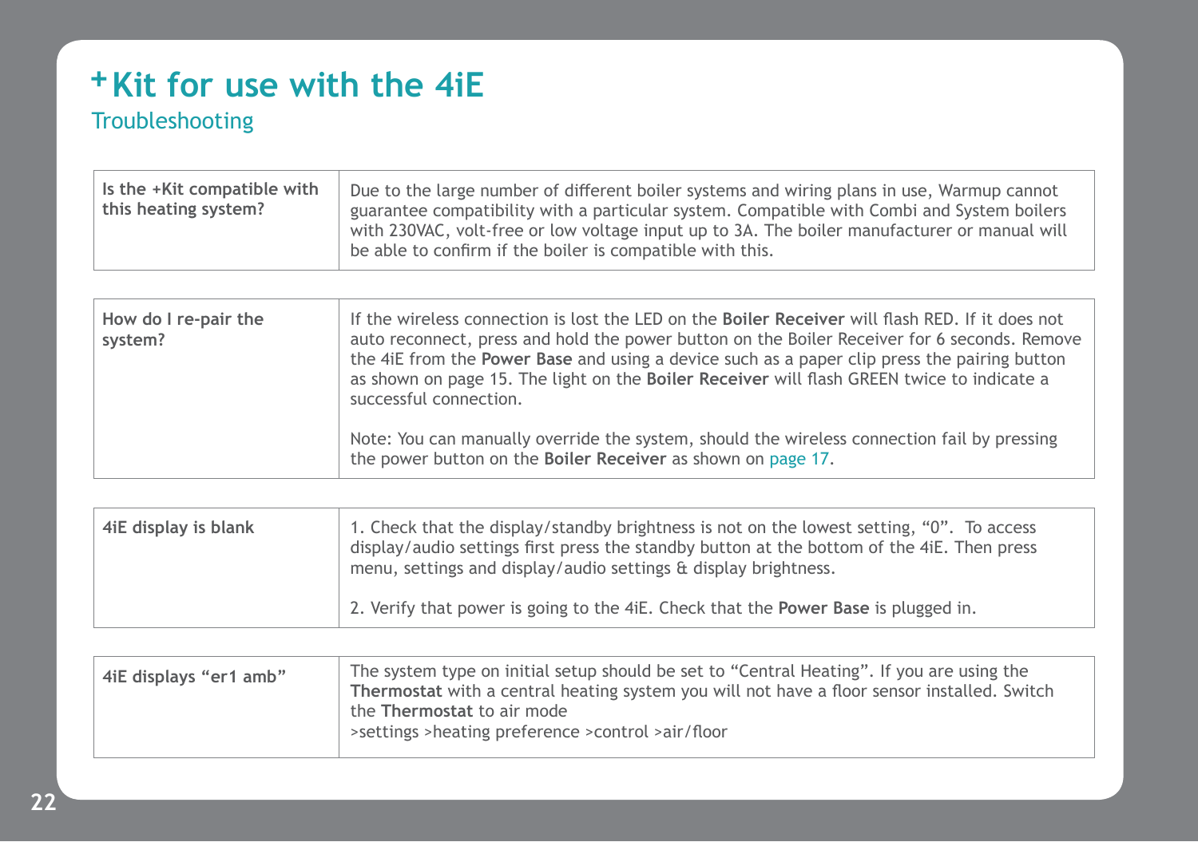# +Kit for use with the 4iE

## Troubleshooting

| **Is the +Kit compatible with this heating system?** | Due to the large number of different boiler systems and wiring plans in use, Warmup cannot guarantee compatibility with a particular system. Compatible with Combi and System boilers with 230VAC, volt-free or low voltage input up to 3A. The boiler manufacturer or manual will be able to confirm if the boiler is compatible with this. |
|---|---|

| **How do I re-pair the system?** | If the wireless connection is lost the LED on the **Boiler Receiver** will flash RED. If it does not auto reconnect, press and hold the power button on the Boiler Receiver for 6 seconds. Remove the 4iE from the **Power Base** and using a device such as a paper clip press the pairing button as shown on page 15. The light on the **Boiler Receiver** will flash GREEN twice to indicate a successful connection.<br><br>Note: You can manually override the system, should the wireless connection fail by pressing the power button on the **Boiler Receiver** as shown on page 17. |
|---|---|

| **4iE display is blank** | 1. Check that the display/standby brightness is not on the lowest setting, "0". To access display/audio settings first press the standby button at the bottom of the 4iE. Then press menu, settings and display/audio settings & display brightness.<br><br>2. Verify that power is going to the 4iE. Check that the **Power Base** is plugged in. |
|---|---|

| **4iE displays "er1 amb"** | The system type on initial setup should be set to "Central Heating". If you are using the **Thermostat** with a central heating system you will not have a floor sensor installed. Switch the **Thermostat** to air mode<br>>settings >heating preference >control >air/floor |
|---|---|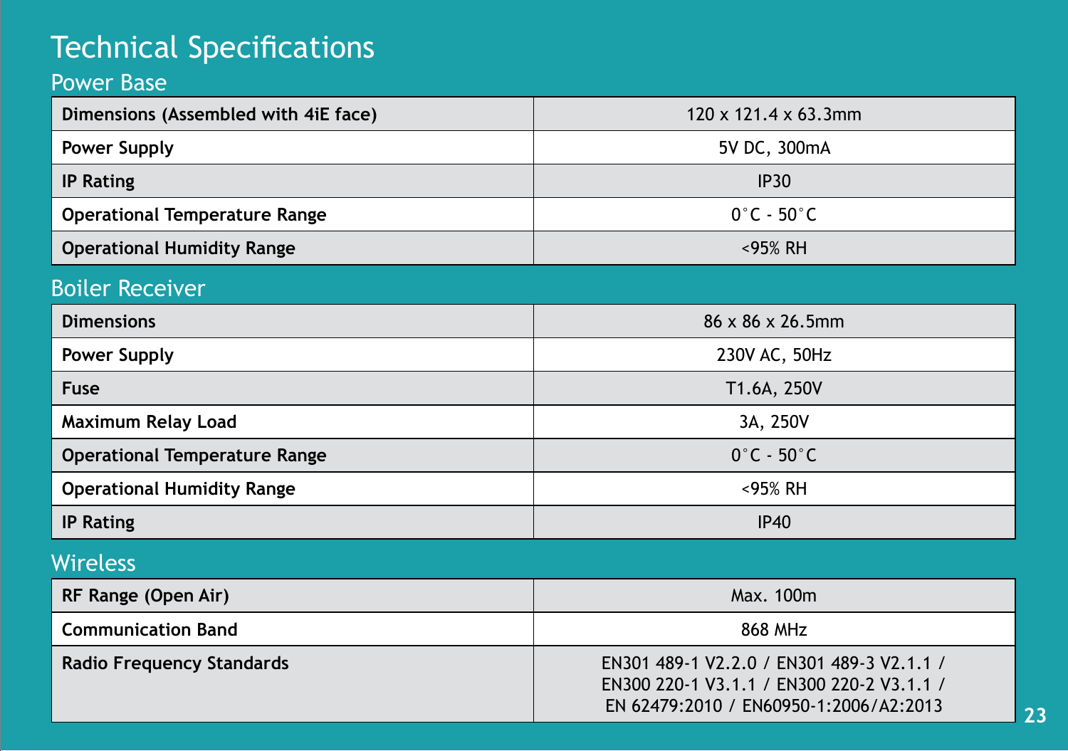# Technical Specifications

## Power Base

| | |
|---|---|
| **Dimensions (Assembled with 4iE face)** | 120 x 121.4 x 63.3mm |
| **Power Supply** | 5V DC, 300mA |
| **IP Rating** | IP30 |
| **Operational Temperature Range** | 0˚C - 50˚C |
| **Operational Humidity Range** | <95% RH |

## Boiler Receiver

| | |
|---|---|
| **Dimensions** | 86 x 86 x 26.5mm |
| **Power Supply** | 230V AC, 50Hz |
| **Fuse** | T1.6A, 250V |
| **Maximum Relay Load** | 3A, 250V |
| **Operational Temperature Range** | 0˚C - 50˚C |
| **Operational Humidity Range** | <95% RH |
| **IP Rating** | IP40 |

## Wireless

| | |
|---|---|
| **RF Range (Open Air)** | Max. 100m |
| **Communication Band** | 868 MHz |
| **Radio Frequency Standards** | EN301 489-1 V2.2.0 / EN301 489-3 V2.1.1 / EN300 220-1 V3.1.1 / EN300 220-2 V3.1.1 / EN 62479:2010 / EN60950-1:2006/A2:2013 |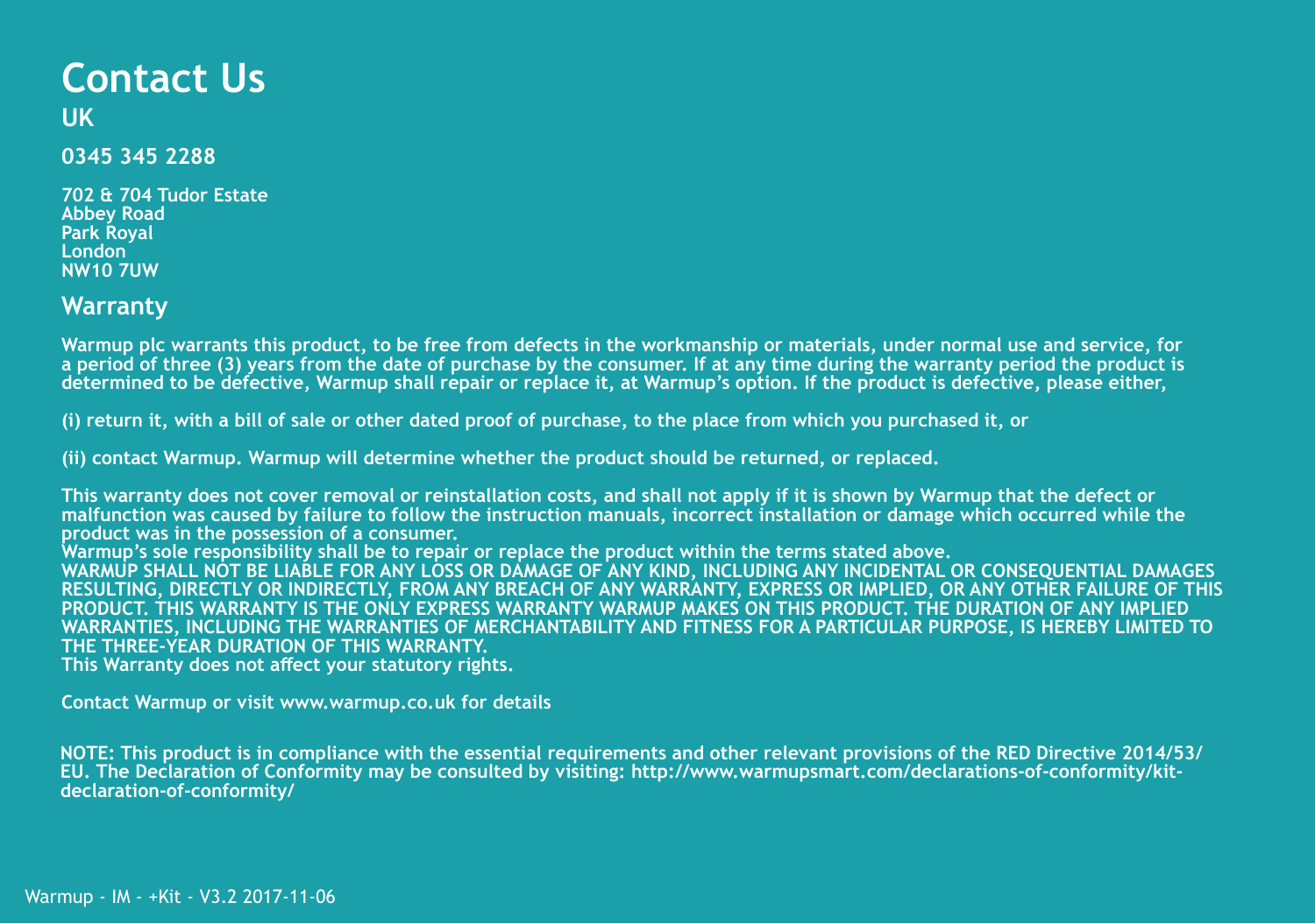# Contact Us

## UK

**0345 345 2288**

**702 & 704 Tudor Estate**
**Abbey Road**
**Park Royal**
**London**
**NW10 7UW**

## Warranty

Warmup plc warrants this product, to be free from defects in the workmanship or materials, under normal use and service, for a period of three (3) years from the date of purchase by the consumer. If at any time during the warranty period the product is determined to be defective, Warmup shall repair or replace it, at Warmup's option. If the product is defective, please either,

(i) return it, with a bill of sale or other dated proof of purchase, to the place from which you purchased it, or

(ii) contact Warmup. Warmup will determine whether the product should be returned, or replaced.

This warranty does not cover removal or reinstallation costs, and shall not apply if it is shown by Warmup that the defect or malfunction was caused by failure to follow the instruction manuals, incorrect installation or damage which occurred while the product was in the possession of a consumer.
Warmup's sole responsibility shall be to repair or replace the product within the terms stated above.
WARMUP SHALL NOT BE LIABLE FOR ANY LOSS OR DAMAGE OF ANY KIND, INCLUDING ANY INCIDENTAL OR CONSEQUENTIAL DAMAGES RESULTING, DIRECTLY OR INDIRECTLY, FROM ANY BREACH OF ANY WARRANTY, EXPRESS OR IMPLIED, OR ANY OTHER FAILURE OF THIS PRODUCT. THIS WARRANTY IS THE ONLY EXPRESS WARRANTY WARMUP MAKES ON THIS PRODUCT. THE DURATION OF ANY IMPLIED WARRANTIES, INCLUDING THE WARRANTIES OF MERCHANTABILITY AND FITNESS FOR A PARTICULAR PURPOSE, IS HEREBY LIMITED TO THE THREE-YEAR DURATION OF THIS WARRANTY.
This Warranty does not affect your statutory rights.

Contact Warmup or visit www.warmup.co.uk for details

NOTE: This product is in compliance with the essential requirements and other relevant provisions of the RED Directive 2014/53/EU. The Declaration of Conformity may be consulted by visiting: http://www.warmupsmart.com/declarations-of-conformity/kit-declaration-of-conformity/

Warmup - IM - +Kit - V3.2 2017-11-06